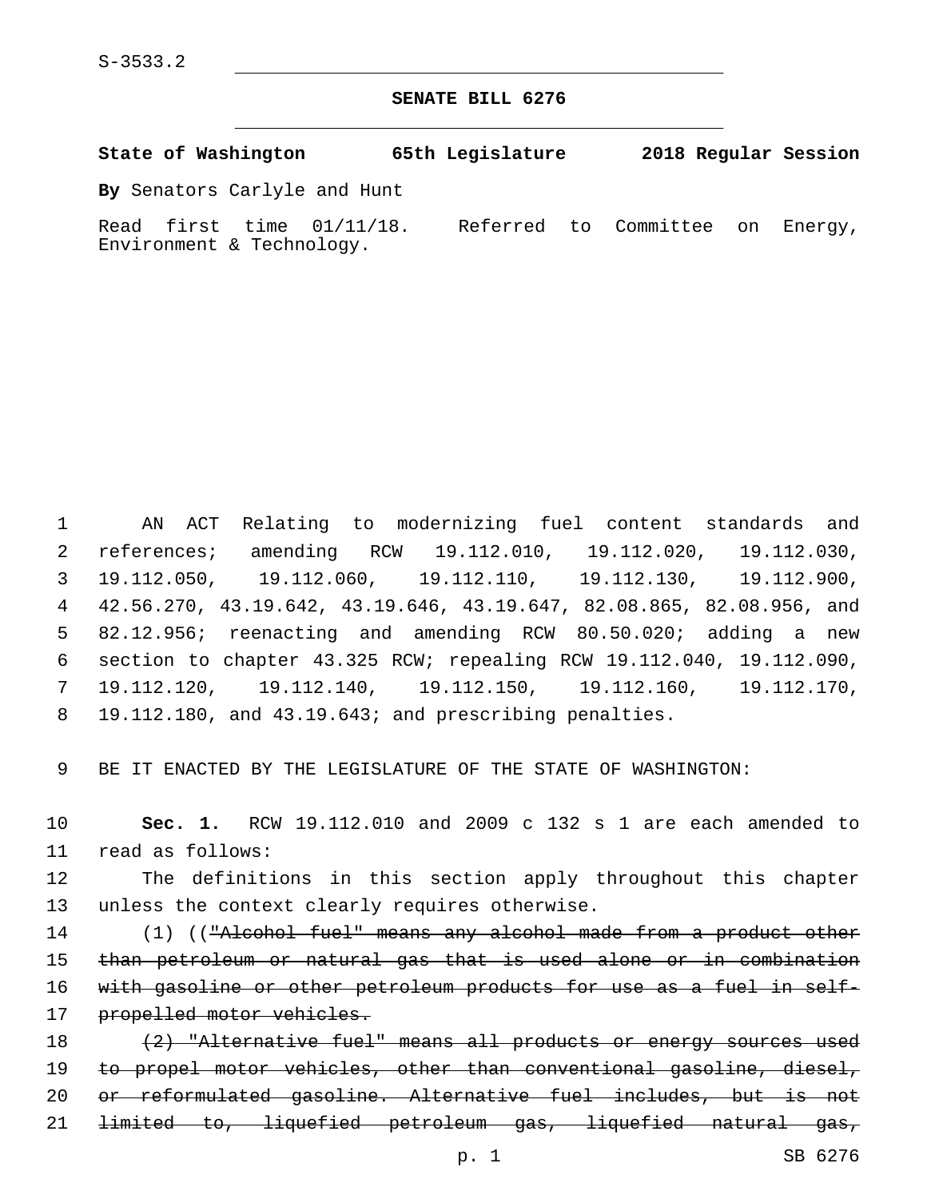S-3533.2

# SENATE BILL 6276

**State of Washington 65th Legislature 2018 Regular Session**

**By** Senators Carlyle and Hunt

Read first time 01/11/18. Referred to Committee on Energy, Environment & Technology.

AN ACT Relating to modernizing fuel content standards and references; amending RCW 19.112.010, 19.112.020, 19.112.030, 19.112.050, 19.112.060, 19.112.110, 19.112.130, 19.112.900, 42.56.270, 43.19.642, 43.19.646, 43.19.647, 82.08.865, 82.08.956, and 82.12.956; reenacting and amending RCW 80.50.020; adding a new section to chapter 43.325 RCW; repealing RCW 19.112.040, 19.112.090, 19.112.120, 19.112.140, 19.112.150, 19.112.160, 19.112.170, 19.112.180, and 43.19.643; and prescribing penalties.

BE IT ENACTED BY THE LEGISLATURE OF THE STATE OF WASHINGTON:

**Sec. 1.** RCW 19.112.010 and 2009 c 132 s 1 are each amended to read as follows:

The definitions in this section apply throughout this chapter unless the context clearly requires otherwise.

(1) ((~~"Alcohol fuel" means any alcohol made from a product other than petroleum or natural gas that is used alone or in combination with gasoline or other petroleum products for use as a fuel in self-propelled motor vehicles.~~

~~(2) "Alternative fuel" means all products or energy sources used to propel motor vehicles, other than conventional gasoline, diesel, or reformulated gasoline. Alternative fuel includes, but is not limited to, liquefied petroleum gas, liquefied natural gas,~~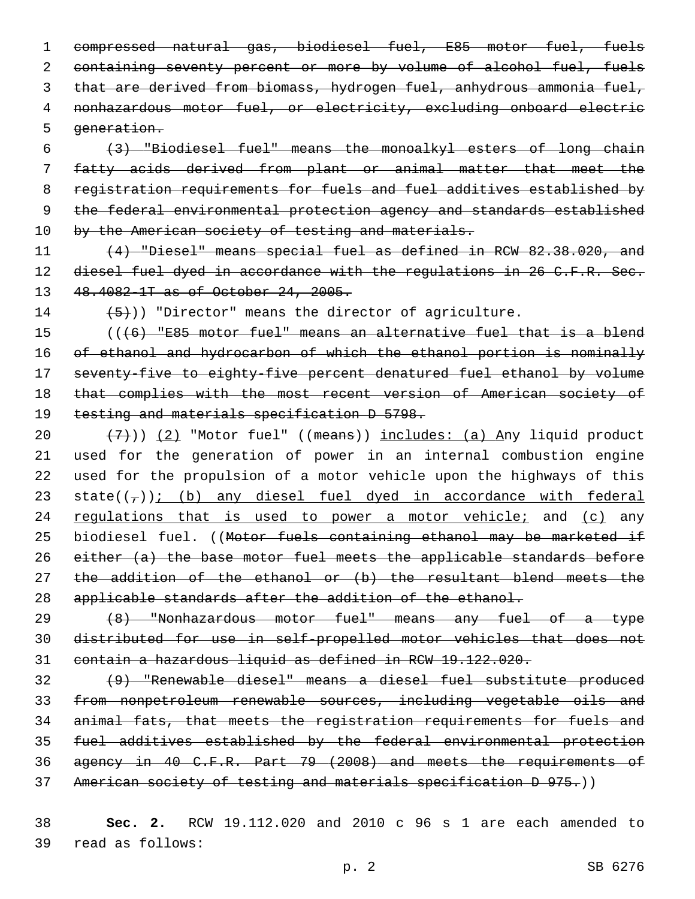compressed natural gas, biodiesel fuel, E85 motor fuel, fuels containing seventy percent or more by volume of alcohol fuel, fuels that are derived from biomass, hydrogen fuel, anhydrous ammonia fuel, nonhazardous motor fuel, or electricity, excluding onboard electric generation.

(3) "Biodiesel fuel" means the monoalkyl esters of long chain fatty acids derived from plant or animal matter that meet the registration requirements for fuels and fuel additives established by the federal environmental protection agency and standards established by the American society of testing and materials.

(4) "Diesel" means special fuel as defined in RCW 82.38.020, and diesel fuel dyed in accordance with the regulations in 26 C.F.R. Sec. 48.4082-1T as of October 24, 2005.

(5))) "Director" means the director of agriculture.

(((6) "E85 motor fuel" means an alternative fuel that is a blend of ethanol and hydrocarbon of which the ethanol portion is nominally seventy-five to eighty-five percent denatured fuel ethanol by volume that complies with the most recent version of American society of testing and materials specification D 5798.

(7))) (2) "Motor fuel" ((means)) includes: (a) Any liquid product used for the generation of power in an internal combustion engine used for the propulsion of a motor vehicle upon the highways of this state((,)); (b) any diesel fuel dyed in accordance with federal regulations that is used to power a motor vehicle; and (c) any biodiesel fuel. ((Motor fuels containing ethanol may be marketed if either (a) the base motor fuel meets the applicable standards before the addition of the ethanol or (b) the resultant blend meets the applicable standards after the addition of the ethanol.

(8) "Nonhazardous motor fuel" means any fuel of a type distributed for use in self-propelled motor vehicles that does not contain a hazardous liquid as defined in RCW 19.122.020.

(9) "Renewable diesel" means a diesel fuel substitute produced from nonpetroleum renewable sources, including vegetable oils and animal fats, that meets the registration requirements for fuels and fuel additives established by the federal environmental protection agency in 40 C.F.R. Part 79 (2008) and meets the requirements of American society of testing and materials specification D 975.))

**Sec. 2.** RCW 19.112.020 and 2010 c 96 s 1 are each amended to read as follows: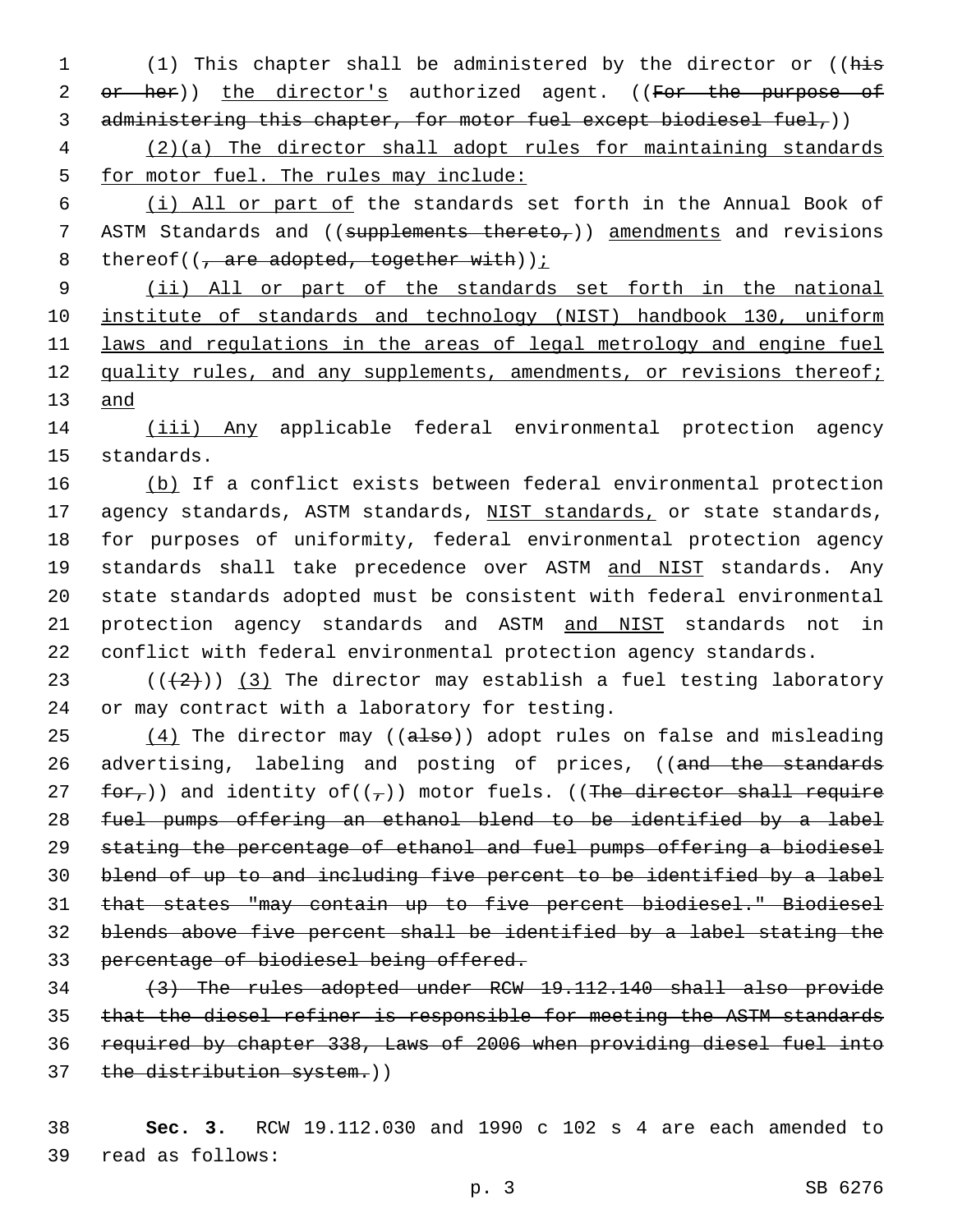(1) This chapter shall be administered by the director or ((~~his or her~~)) <u>the director's</u> authorized agent. ((~~For the purpose of administering this chapter, for motor fuel except biodiesel fuel,~~))

<u>(2)(a) The director shall adopt rules for maintaining standards for motor fuel. The rules may include:</u>

<u>(i) All or part of</u> the standards set forth in the Annual Book of ASTM Standards and ((~~supplements thereto,~~)) <u>amendments</u> and revisions thereof((~~, are adopted, together with~~))<u>;</u>

<u>(ii) All or part of the standards set forth in the national institute of standards and technology (NIST) handbook 130, uniform laws and regulations in the areas of legal metrology and engine fuel quality rules, and any supplements, amendments, or revisions thereof; and</u>

<u>(iii) Any</u> applicable federal environmental protection agency standards.

<u>(b)</u> If a conflict exists between federal environmental protection agency standards, ASTM standards, <u>NIST standards,</u> or state standards, for purposes of uniformity, federal environmental protection agency standards shall take precedence over ASTM <u>and NIST</u> standards. Any state standards adopted must be consistent with federal environmental protection agency standards and ASTM <u>and NIST</u> standards not in conflict with federal environmental protection agency standards.

((~~(2)~~)) <u>(3)</u> The director may establish a fuel testing laboratory or may contract with a laboratory for testing.

<u>(4)</u> The director may ((~~also~~)) adopt rules on false and misleading advertising, labeling and posting of prices, ((~~and the standards for,~~)) and identity of((~~,~~)) motor fuels. ((~~The director shall require fuel pumps offering an ethanol blend to be identified by a label stating the percentage of ethanol and fuel pumps offering a biodiesel blend of up to and including five percent to be identified by a label that states "may contain up to five percent biodiesel." Biodiesel blends above five percent shall be identified by a label stating the percentage of biodiesel being offered.~~

~~(3) The rules adopted under RCW 19.112.140 shall also provide that the diesel refiner is responsible for meeting the ASTM standards required by chapter 338, Laws of 2006 when providing diesel fuel into the distribution system.~~))

**Sec. 3.** RCW 19.112.030 and 1990 c 102 s 4 are each amended to read as follows: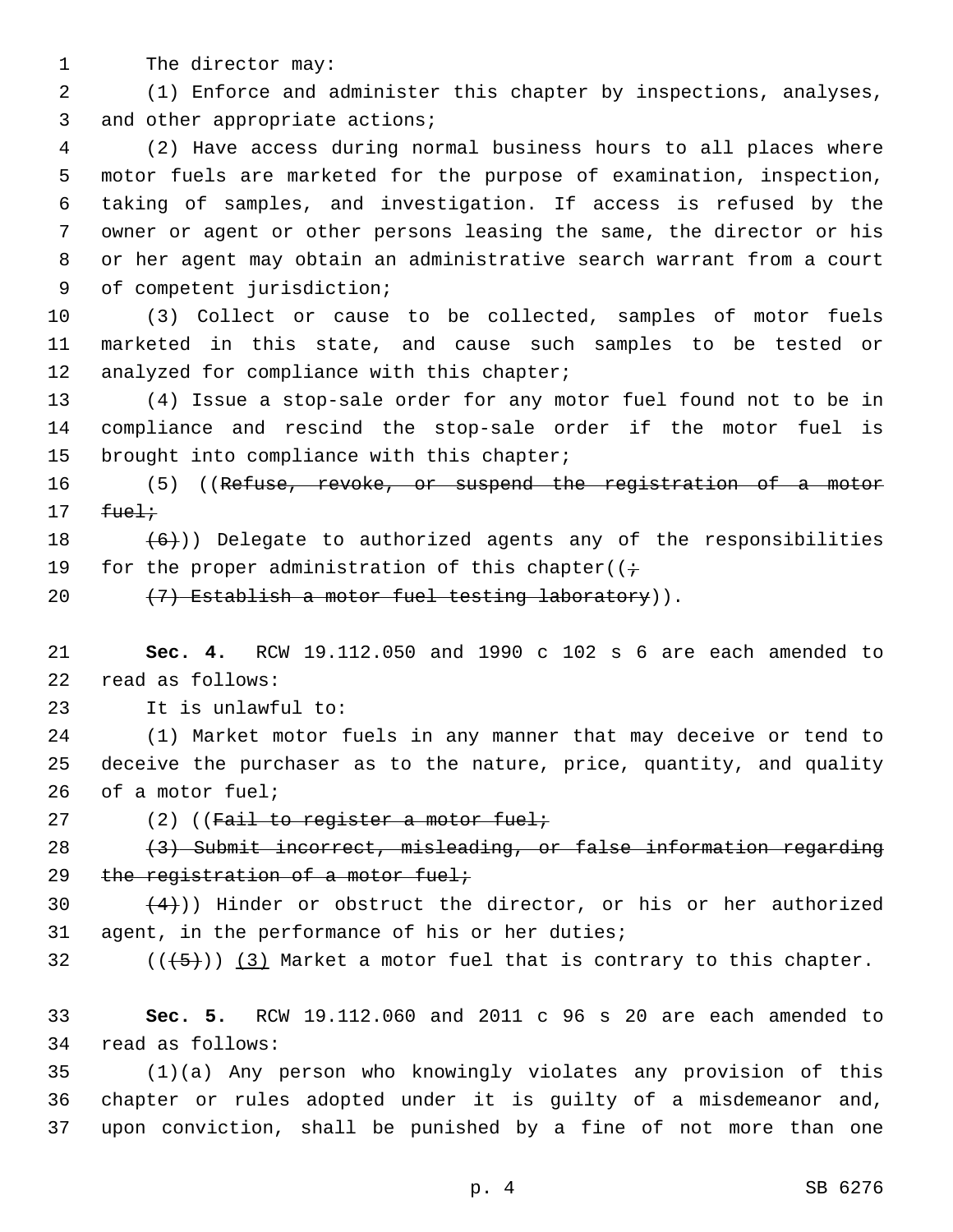The director may:

(1) Enforce and administer this chapter by inspections, analyses, and other appropriate actions;

(2) Have access during normal business hours to all places where motor fuels are marketed for the purpose of examination, inspection, taking of samples, and investigation. If access is refused by the owner or agent or other persons leasing the same, the director or his or her agent may obtain an administrative search warrant from a court of competent jurisdiction;

(3) Collect or cause to be collected, samples of motor fuels marketed in this state, and cause such samples to be tested or analyzed for compliance with this chapter;

(4) Issue a stop-sale order for any motor fuel found not to be in compliance and rescind the stop-sale order if the motor fuel is brought into compliance with this chapter;

(5) ((~~Refuse, revoke, or suspend the registration of a motor fuel;~~

~~(6)~~)) Delegate to authorized agents any of the responsibilities for the proper administration of this chapter((~~;~~

~~(7) Establish a motor fuel testing laboratory~~)).

**Sec. 4.** RCW 19.112.050 and 1990 c 102 s 6 are each amended to read as follows:

It is unlawful to:

(1) Market motor fuels in any manner that may deceive or tend to deceive the purchaser as to the nature, price, quantity, and quality of a motor fuel;

(2) ((~~Fail to register a motor fuel;~~

~~(3) Submit incorrect, misleading, or false information regarding the registration of a motor fuel;~~

~~(4)~~)) Hinder or obstruct the director, or his or her authorized agent, in the performance of his or her duties;

((~~(5)~~)) <u>(3)</u> Market a motor fuel that is contrary to this chapter.

**Sec. 5.** RCW 19.112.060 and 2011 c 96 s 20 are each amended to read as follows:

(1)(a) Any person who knowingly violates any provision of this chapter or rules adopted under it is guilty of a misdemeanor and, upon conviction, shall be punished by a fine of not more than one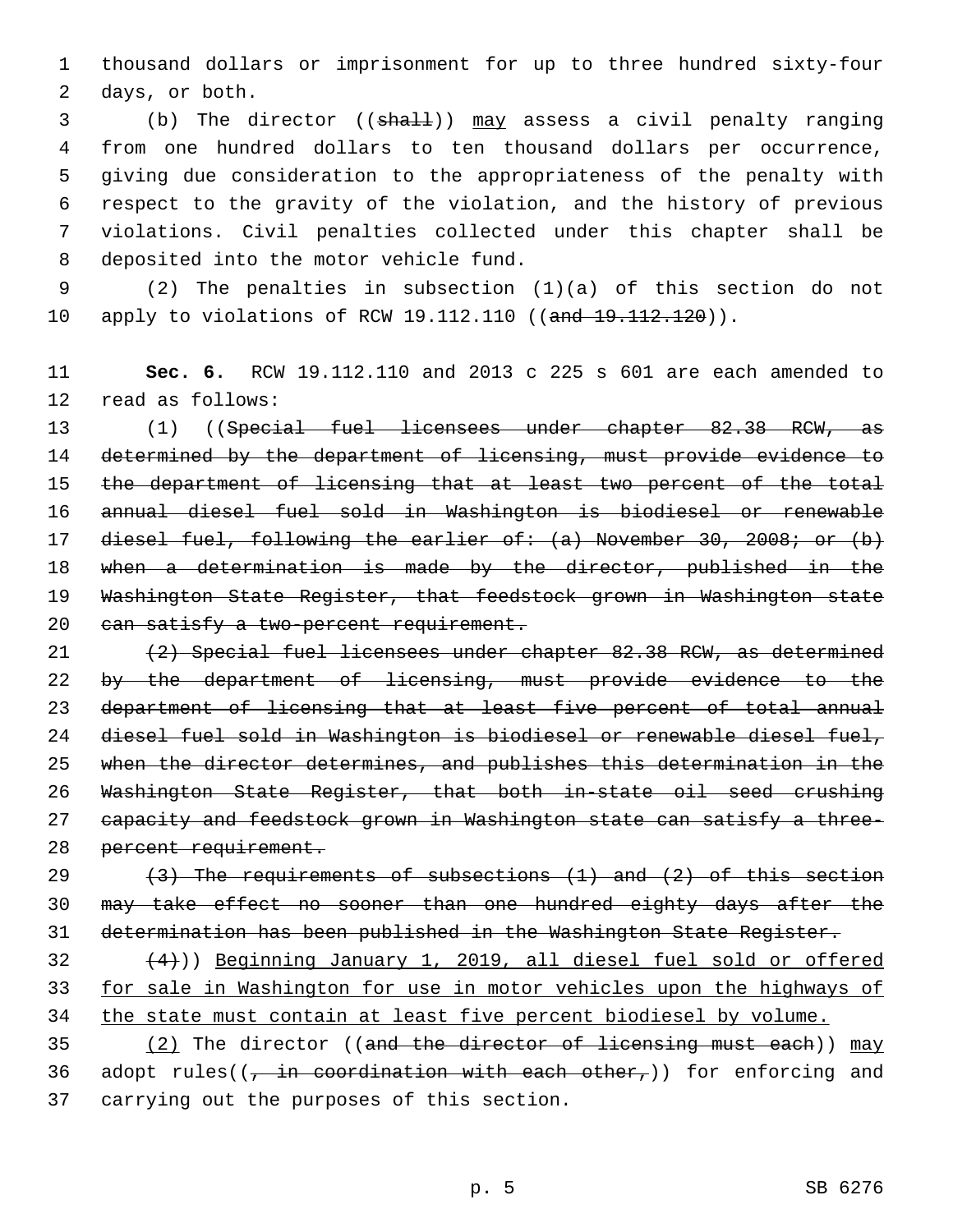thousand dollars or imprisonment for up to three hundred sixty-four days, or both.

(b) The director ((~~shall~~)) <u>may</u> assess a civil penalty ranging from one hundred dollars to ten thousand dollars per occurrence, giving due consideration to the appropriateness of the penalty with respect to the gravity of the violation, and the history of previous violations. Civil penalties collected under this chapter shall be deposited into the motor vehicle fund.

(2) The penalties in subsection (1)(a) of this section do not apply to violations of RCW 19.112.110 ((~~and 19.112.120~~)).

**Sec. 6.** RCW 19.112.110 and 2013 c 225 s 601 are each amended to read as follows:

(1) ((~~Special fuel licensees under chapter 82.38 RCW, as determined by the department of licensing, must provide evidence to the department of licensing that at least two percent of the total annual diesel fuel sold in Washington is biodiesel or renewable diesel fuel, following the earlier of: (a) November 30, 2008; or (b) when a determination is made by the director, published in the Washington State Register, that feedstock grown in Washington state can satisfy a two-percent requirement.~~

~~(2) Special fuel licensees under chapter 82.38 RCW, as determined by the department of licensing, must provide evidence to the department of licensing that at least five percent of total annual diesel fuel sold in Washington is biodiesel or renewable diesel fuel, when the director determines, and publishes this determination in the Washington State Register, that both in-state oil seed crushing capacity and feedstock grown in Washington state can satisfy a three-percent requirement.~~

~~(3) The requirements of subsections (1) and (2) of this section may take effect no sooner than one hundred eighty days after the determination has been published in the Washington State Register.~~

~~(4)~~)) <u>Beginning January 1, 2019, all diesel fuel sold or offered for sale in Washington for use in motor vehicles upon the highways of the state must contain at least five percent biodiesel by volume.</u>

<u>(2)</u> The director ((~~and the director of licensing must each~~)) <u>may</u> adopt rules((~~, in coordination with each other,~~)) for enforcing and carrying out the purposes of this section.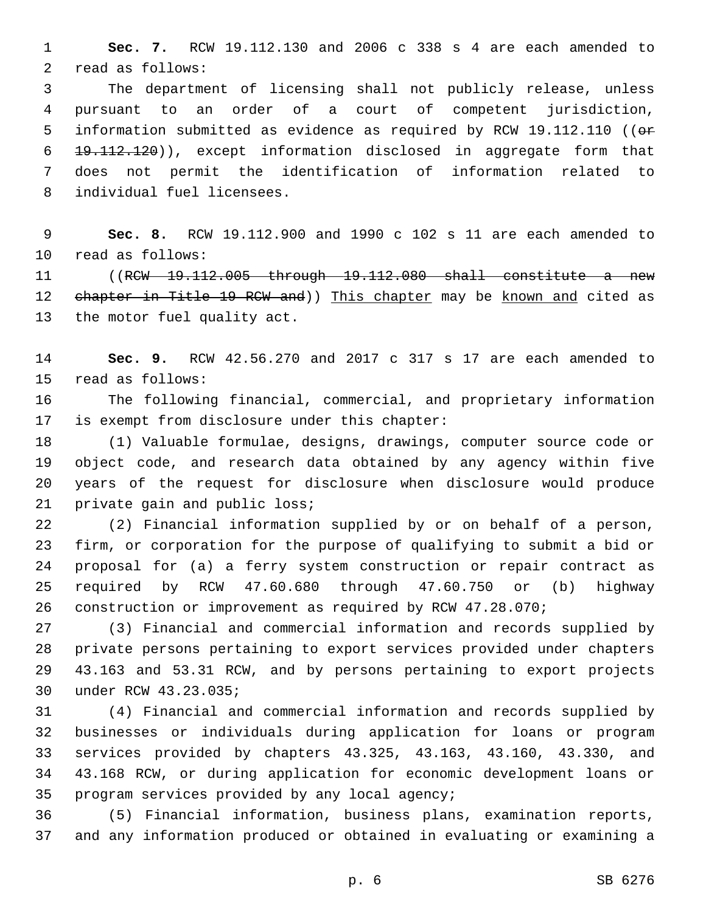**Sec. 7.** RCW 19.112.130 and 2006 c 338 s 4 are each amended to read as follows:

The department of licensing shall not publicly release, unless pursuant to an order of a court of competent jurisdiction, information submitted as evidence as required by RCW 19.112.110 ((~~or 19.112.120~~)), except information disclosed in aggregate form that does not permit the identification of information related to individual fuel licensees.

**Sec. 8.** RCW 19.112.900 and 1990 c 102 s 11 are each amended to read as follows:

((~~RCW 19.112.005 through 19.112.080 shall constitute a new chapter in Title 19 RCW and~~)) <u>This chapter</u> may be <u>known and</u> cited as the motor fuel quality act.

**Sec. 9.** RCW 42.56.270 and 2017 c 317 s 17 are each amended to read as follows:

The following financial, commercial, and proprietary information is exempt from disclosure under this chapter:

(1) Valuable formulae, designs, drawings, computer source code or object code, and research data obtained by any agency within five years of the request for disclosure when disclosure would produce private gain and public loss;

(2) Financial information supplied by or on behalf of a person, firm, or corporation for the purpose of qualifying to submit a bid or proposal for (a) a ferry system construction or repair contract as required by RCW 47.60.680 through 47.60.750 or (b) highway construction or improvement as required by RCW 47.28.070;

(3) Financial and commercial information and records supplied by private persons pertaining to export services provided under chapters 43.163 and 53.31 RCW, and by persons pertaining to export projects under RCW 43.23.035;

(4) Financial and commercial information and records supplied by businesses or individuals during application for loans or program services provided by chapters 43.325, 43.163, 43.160, 43.330, and 43.168 RCW, or during application for economic development loans or program services provided by any local agency;

(5) Financial information, business plans, examination reports, and any information produced or obtained in evaluating or examining a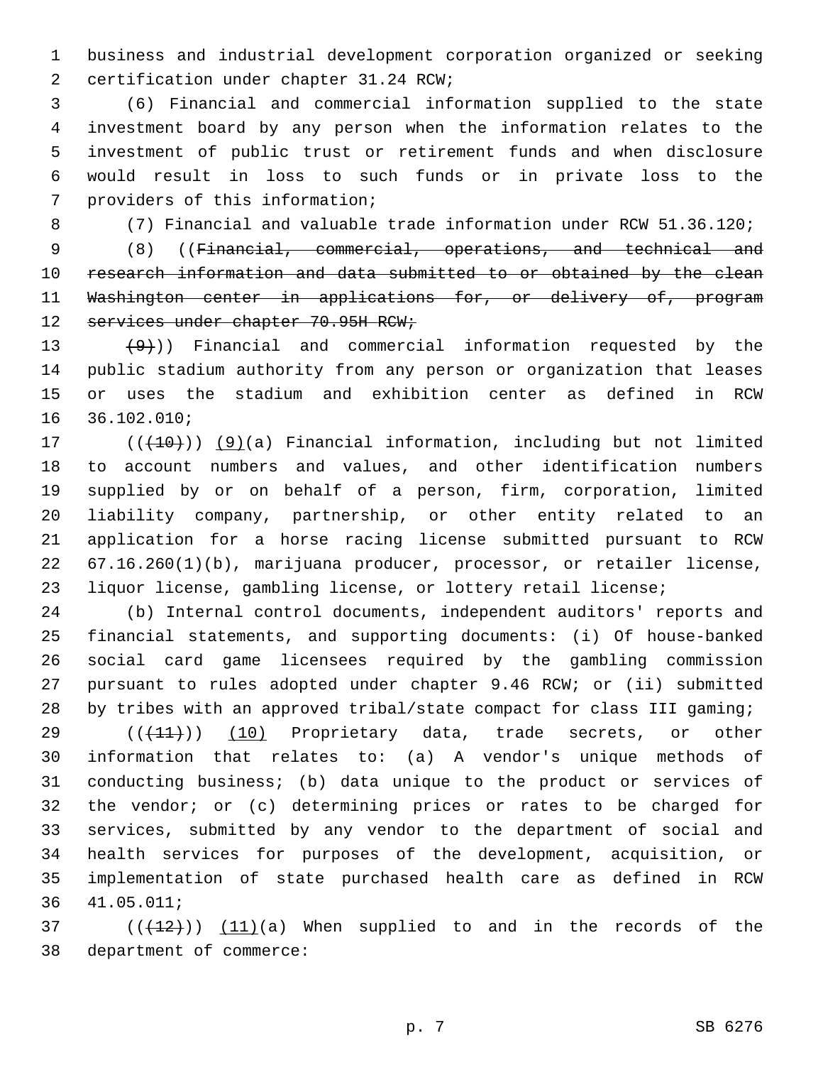business and industrial development corporation organized or seeking certification under chapter 31.24 RCW;

(6) Financial and commercial information supplied to the state investment board by any person when the information relates to the investment of public trust or retirement funds and when disclosure would result in loss to such funds or in private loss to the providers of this information;

(7) Financial and valuable trade information under RCW 51.36.120;

(8) ((~~Financial, commercial, operations, and technical and research information and data submitted to or obtained by the clean Washington center in applications for, or delivery of, program services under chapter 70.95H RCW;~~

~~(9)~~)) Financial and commercial information requested by the public stadium authority from any person or organization that leases or uses the stadium and exhibition center as defined in RCW 36.102.010;

((~~(10)~~)) (9)(a) Financial information, including but not limited to account numbers and values, and other identification numbers supplied by or on behalf of a person, firm, corporation, limited liability company, partnership, or other entity related to an application for a horse racing license submitted pursuant to RCW 67.16.260(1)(b), marijuana producer, processor, or retailer license, liquor license, gambling license, or lottery retail license;

(b) Internal control documents, independent auditors' reports and financial statements, and supporting documents: (i) Of house-banked social card game licensees required by the gambling commission pursuant to rules adopted under chapter 9.46 RCW; or (ii) submitted by tribes with an approved tribal/state compact for class III gaming;

((~~(11)~~)) (10) Proprietary data, trade secrets, or other information that relates to: (a) A vendor's unique methods of conducting business; (b) data unique to the product or services of the vendor; or (c) determining prices or rates to be charged for services, submitted by any vendor to the department of social and health services for purposes of the development, acquisition, or implementation of state purchased health care as defined in RCW 41.05.011;

((~~(12)~~)) (11)(a) When supplied to and in the records of the department of commerce: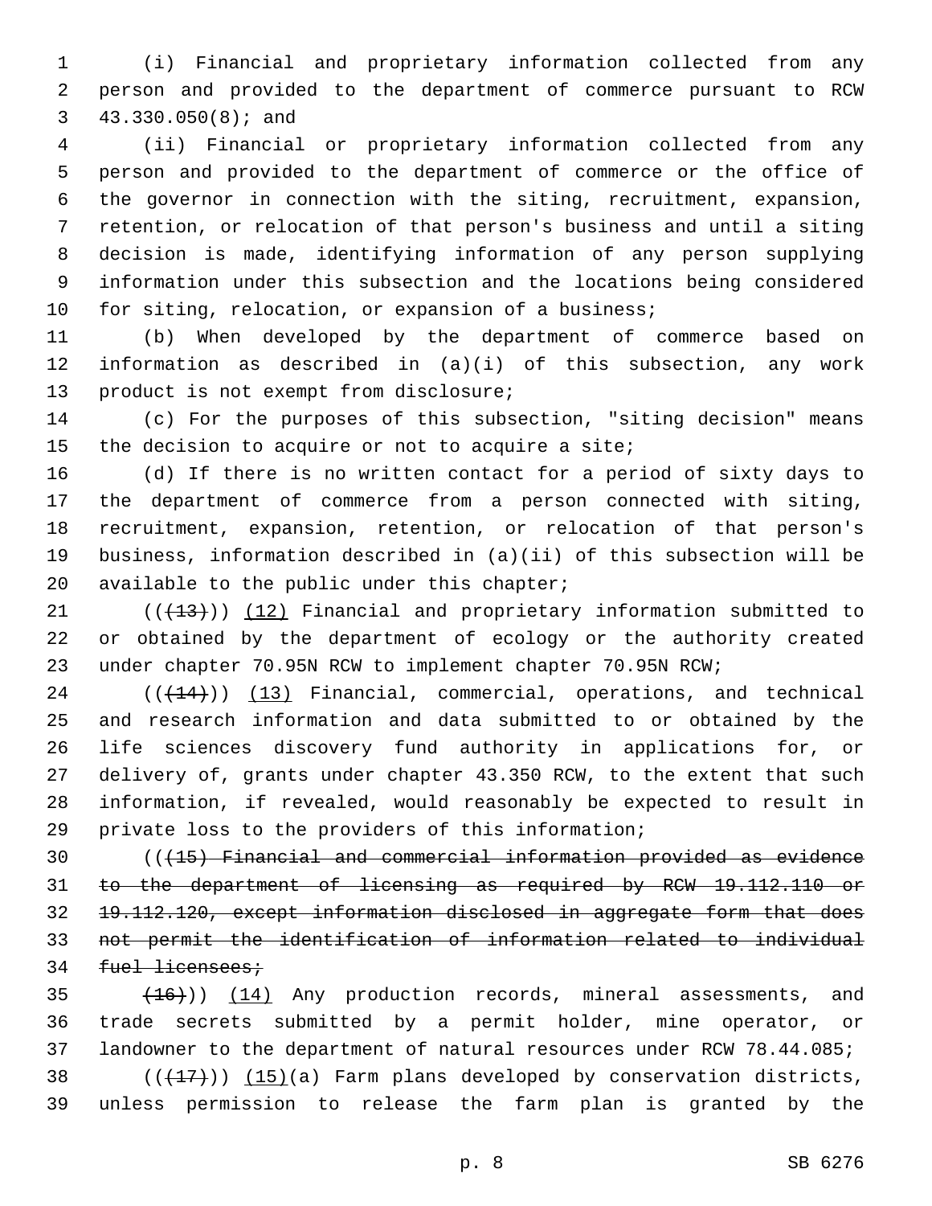(i) Financial and proprietary information collected from any person and provided to the department of commerce pursuant to RCW 43.330.050(8); and

(ii) Financial or proprietary information collected from any person and provided to the department of commerce or the office of the governor in connection with the siting, recruitment, expansion, retention, or relocation of that person's business and until a siting decision is made, identifying information of any person supplying information under this subsection and the locations being considered for siting, relocation, or expansion of a business;

(b) When developed by the department of commerce based on information as described in (a)(i) of this subsection, any work product is not exempt from disclosure;

(c) For the purposes of this subsection, "siting decision" means the decision to acquire or not to acquire a site;

(d) If there is no written contact for a period of sixty days to the department of commerce from a person connected with siting, recruitment, expansion, retention, or relocation of that person's business, information described in (a)(ii) of this subsection will be available to the public under this chapter;

((~~(13)~~)) (12) Financial and proprietary information submitted to or obtained by the department of ecology or the authority created under chapter 70.95N RCW to implement chapter 70.95N RCW;

((~~(14)~~)) (13) Financial, commercial, operations, and technical and research information and data submitted to or obtained by the life sciences discovery fund authority in applications for, or delivery of, grants under chapter 43.350 RCW, to the extent that such information, if revealed, would reasonably be expected to result in private loss to the providers of this information;

((~~(15) Financial and commercial information provided as evidence to the department of licensing as required by RCW 19.112.110 or 19.112.120, except information disclosed in aggregate form that does not permit the identification of information related to individual fuel licensees;~~

~~(16)~~)) (14) Any production records, mineral assessments, and trade secrets submitted by a permit holder, mine operator, or landowner to the department of natural resources under RCW 78.44.085;

((~~(17)~~)) (15)(a) Farm plans developed by conservation districts, unless permission to release the farm plan is granted by the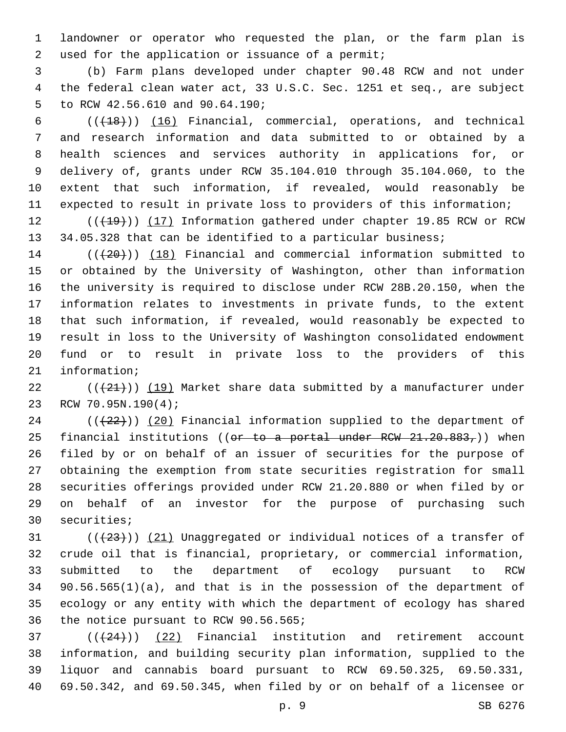landowner or operator who requested the plan, or the farm plan is used for the application or issuance of a permit;

(b) Farm plans developed under chapter 90.48 RCW and not under the federal clean water act, 33 U.S.C. Sec. 1251 et seq., are subject to RCW 42.56.610 and 90.64.190;

~~((18))~~ (16) Financial, commercial, operations, and technical and research information and data submitted to or obtained by a health sciences and services authority in applications for, or delivery of, grants under RCW 35.104.010 through 35.104.060, to the extent that such information, if revealed, would reasonably be expected to result in private loss to providers of this information;

~~((19))~~ (17) Information gathered under chapter 19.85 RCW or RCW 34.05.328 that can be identified to a particular business;

~~((20))~~ (18) Financial and commercial information submitted to or obtained by the University of Washington, other than information the university is required to disclose under RCW 28B.20.150, when the information relates to investments in private funds, to the extent that such information, if revealed, would reasonably be expected to result in loss to the University of Washington consolidated endowment fund or to result in private loss to the providers of this information;

~~((21))~~ (19) Market share data submitted by a manufacturer under RCW 70.95N.190(4);

~~((22))~~ (20) Financial information supplied to the department of financial institutions ((~~or to a portal under RCW 21.20.883,~~)) when filed by or on behalf of an issuer of securities for the purpose of obtaining the exemption from state securities registration for small securities offerings provided under RCW 21.20.880 or when filed by or on behalf of an investor for the purpose of purchasing such securities;

~~((23))~~ (21) Unaggregated or individual notices of a transfer of crude oil that is financial, proprietary, or commercial information, submitted to the department of ecology pursuant to RCW 90.56.565(1)(a), and that is in the possession of the department of ecology or any entity with which the department of ecology has shared the notice pursuant to RCW 90.56.565;

~~((24))~~ (22) Financial institution and retirement account information, and building security plan information, supplied to the liquor and cannabis board pursuant to RCW 69.50.325, 69.50.331, 69.50.342, and 69.50.345, when filed by or on behalf of a licensee or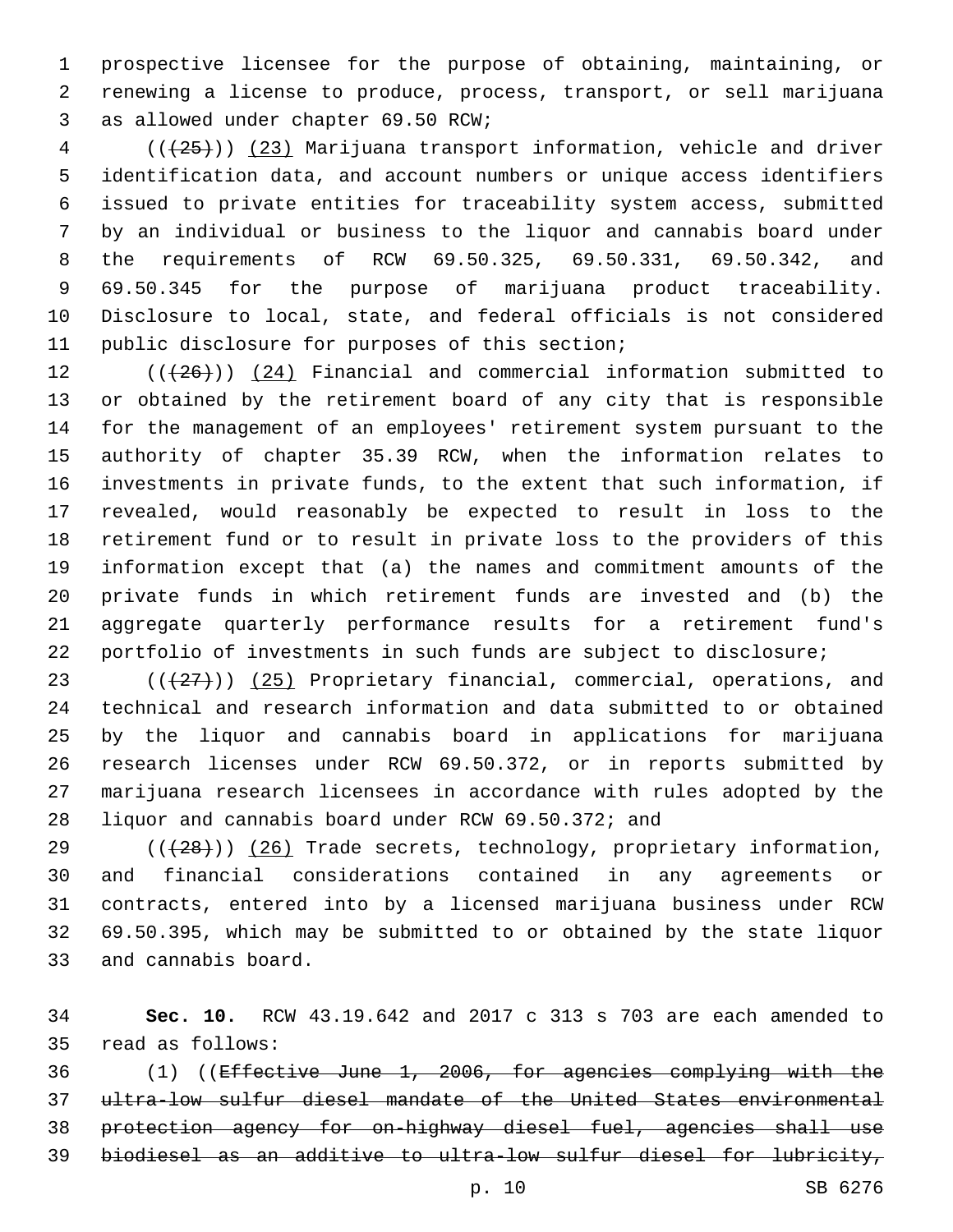prospective licensee for the purpose of obtaining, maintaining, or renewing a license to produce, process, transport, or sell marijuana as allowed under chapter 69.50 RCW;

(((~~25~~))) <u>(23)</u> Marijuana transport information, vehicle and driver identification data, and account numbers or unique access identifiers issued to private entities for traceability system access, submitted by an individual or business to the liquor and cannabis board under the requirements of RCW 69.50.325, 69.50.331, 69.50.342, and 69.50.345 for the purpose of marijuana product traceability. Disclosure to local, state, and federal officials is not considered public disclosure for purposes of this section;

(((~~26~~))) <u>(24)</u> Financial and commercial information submitted to or obtained by the retirement board of any city that is responsible for the management of an employees' retirement system pursuant to the authority of chapter 35.39 RCW, when the information relates to investments in private funds, to the extent that such information, if revealed, would reasonably be expected to result in loss to the retirement fund or to result in private loss to the providers of this information except that (a) the names and commitment amounts of the private funds in which retirement funds are invested and (b) the aggregate quarterly performance results for a retirement fund's portfolio of investments in such funds are subject to disclosure;

(((~~27~~))) <u>(25)</u> Proprietary financial, commercial, operations, and technical and research information and data submitted to or obtained by the liquor and cannabis board in applications for marijuana research licenses under RCW 69.50.372, or in reports submitted by marijuana research licensees in accordance with rules adopted by the liquor and cannabis board under RCW 69.50.372; and

(((~~28~~))) <u>(26)</u> Trade secrets, technology, proprietary information, and financial considerations contained in any agreements or contracts, entered into by a licensed marijuana business under RCW 69.50.395, which may be submitted to or obtained by the state liquor and cannabis board.

**Sec. 10.** RCW 43.19.642 and 2017 c 313 s 703 are each amended to read as follows:

(1) ((~~Effective June 1, 2006, for agencies complying with the ultra-low sulfur diesel mandate of the United States environmental protection agency for on-highway diesel fuel, agencies shall use biodiesel as an additive to ultra-low sulfur diesel for lubricity,~~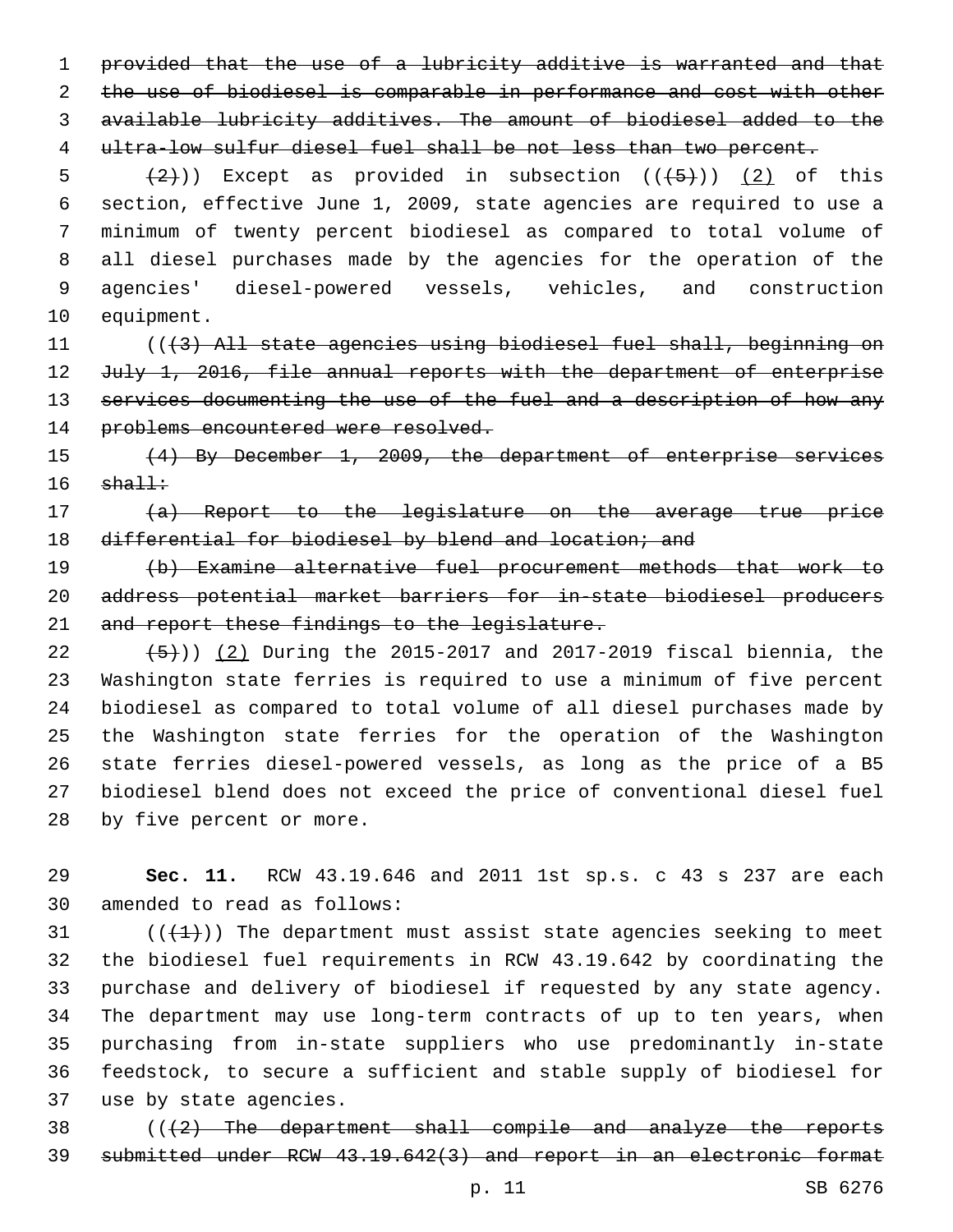~~provided that the use of a lubricity additive is warranted and that the use of biodiesel is comparable in performance and cost with other available lubricity additives. The amount of biodiesel added to the ultra-low sulfur diesel fuel shall be not less than two percent.~~

~~(2)~~)) Except as provided in subsection ((~~(5)~~)) (2) of this section, effective June 1, 2009, state agencies are required to use a minimum of twenty percent biodiesel as compared to total volume of all diesel purchases made by the agencies for the operation of the agencies' diesel-powered vessels, vehicles, and construction equipment.

((~~(3) All state agencies using biodiesel fuel shall, beginning on July 1, 2016, file annual reports with the department of enterprise services documenting the use of the fuel and a description of how any problems encountered were resolved.~~

~~(4) By December 1, 2009, the department of enterprise services shall:~~

~~(a) Report to the legislature on the average true price differential for biodiesel by blend and location; and~~

~~(b) Examine alternative fuel procurement methods that work to address potential market barriers for in-state biodiesel producers and report these findings to the legislature.~~

~~(5)~~)) (2) During the 2015-2017 and 2017-2019 fiscal biennia, the Washington state ferries is required to use a minimum of five percent biodiesel as compared to total volume of all diesel purchases made by the Washington state ferries for the operation of the Washington state ferries diesel-powered vessels, as long as the price of a B5 biodiesel blend does not exceed the price of conventional diesel fuel by five percent or more.

**Sec. 11.** RCW 43.19.646 and 2011 1st sp.s. c 43 s 237 are each amended to read as follows:

((~~(1)~~)) The department must assist state agencies seeking to meet the biodiesel fuel requirements in RCW 43.19.642 by coordinating the purchase and delivery of biodiesel if requested by any state agency. The department may use long-term contracts of up to ten years, when purchasing from in-state suppliers who use predominantly in-state feedstock, to secure a sufficient and stable supply of biodiesel for use by state agencies.

((~~(2) The department shall compile and analyze the reports submitted under RCW 43.19.642(3) and report in an electronic format~~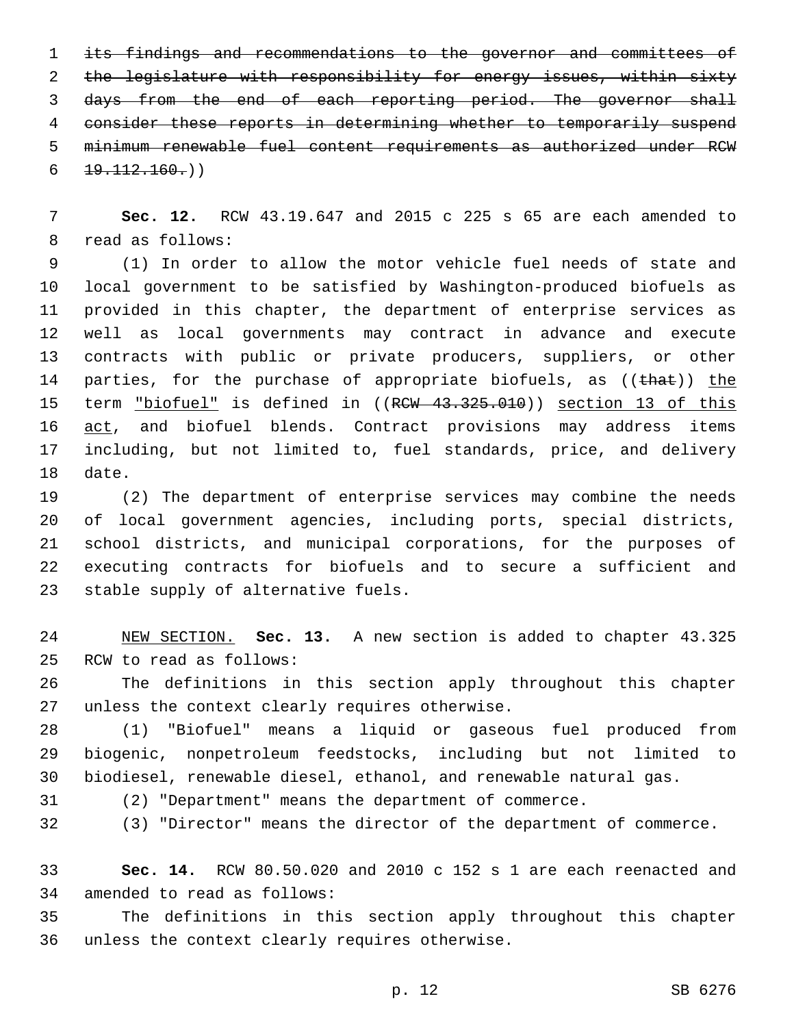~~its findings and recommendations to the governor and committees of the legislature with responsibility for energy issues, within sixty days from the end of each reporting period. The governor shall consider these reports in determining whether to temporarily suspend minimum renewable fuel content requirements as authorized under RCW 19.112.160.~~))

**Sec. 12.** RCW 43.19.647 and 2015 c 225 s 65 are each amended to read as follows:

(1) In order to allow the motor vehicle fuel needs of state and local government to be satisfied by Washington-produced biofuels as provided in this chapter, the department of enterprise services as well as local governments may contract in advance and execute contracts with public or private producers, suppliers, or other parties, for the purchase of appropriate biofuels, as ((~~that~~)) <u>the</u> term <u>"biofuel"</u> is defined in ((~~RCW 43.325.010~~)) <u>section 13 of this act</u>, and biofuel blends. Contract provisions may address items including, but not limited to, fuel standards, price, and delivery date.

(2) The department of enterprise services may combine the needs of local government agencies, including ports, special districts, school districts, and municipal corporations, for the purposes of executing contracts for biofuels and to secure a sufficient and stable supply of alternative fuels.

<u>NEW SECTION.</u> **Sec. 13.** A new section is added to chapter 43.325 RCW to read as follows:

The definitions in this section apply throughout this chapter unless the context clearly requires otherwise.

(1) "Biofuel" means a liquid or gaseous fuel produced from biogenic, nonpetroleum feedstocks, including but not limited to biodiesel, renewable diesel, ethanol, and renewable natural gas.

(2) "Department" means the department of commerce.

(3) "Director" means the director of the department of commerce.

**Sec. 14.** RCW 80.50.020 and 2010 c 152 s 1 are each reenacted and amended to read as follows:

The definitions in this section apply throughout this chapter unless the context clearly requires otherwise.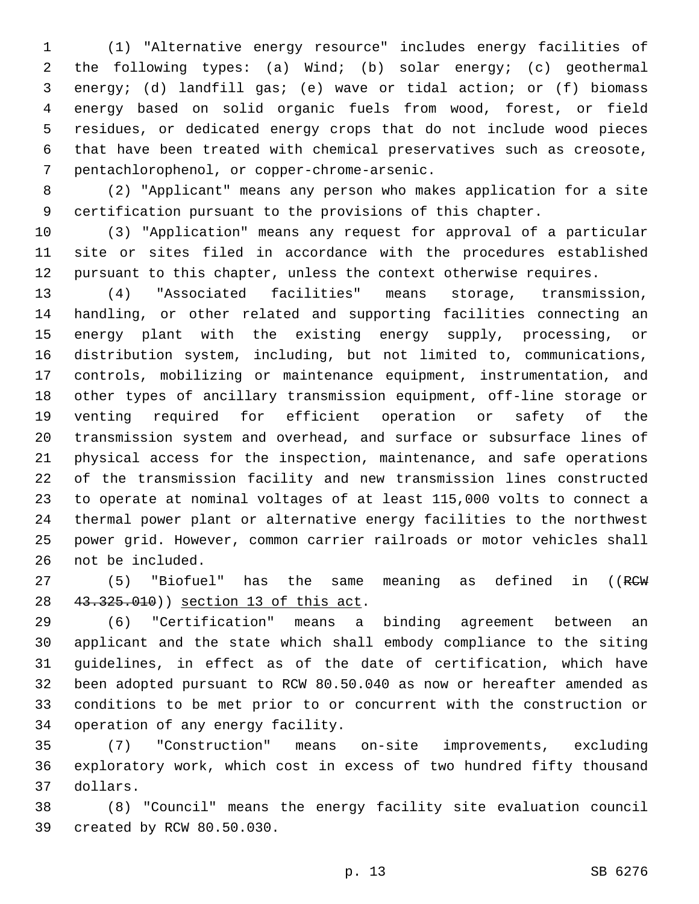(1) "Alternative energy resource" includes energy facilities of the following types: (a) Wind; (b) solar energy; (c) geothermal energy; (d) landfill gas; (e) wave or tidal action; or (f) biomass energy based on solid organic fuels from wood, forest, or field residues, or dedicated energy crops that do not include wood pieces that have been treated with chemical preservatives such as creosote, pentachlorophenol, or copper-chrome-arsenic.

(2) "Applicant" means any person who makes application for a site certification pursuant to the provisions of this chapter.

(3) "Application" means any request for approval of a particular site or sites filed in accordance with the procedures established pursuant to this chapter, unless the context otherwise requires.

(4) "Associated facilities" means storage, transmission, handling, or other related and supporting facilities connecting an energy plant with the existing energy supply, processing, or distribution system, including, but not limited to, communications, controls, mobilizing or maintenance equipment, instrumentation, and other types of ancillary transmission equipment, off-line storage or venting required for efficient operation or safety of the transmission system and overhead, and surface or subsurface lines of physical access for the inspection, maintenance, and safe operations of the transmission facility and new transmission lines constructed to operate at nominal voltages of at least 115,000 volts to connect a thermal power plant or alternative energy facilities to the northwest power grid. However, common carrier railroads or motor vehicles shall not be included.

(5) "Biofuel" has the same meaning as defined in ((~~RCW 43.325.010~~)) <u>section 13 of this act</u>.

(6) "Certification" means a binding agreement between an applicant and the state which shall embody compliance to the siting guidelines, in effect as of the date of certification, which have been adopted pursuant to RCW 80.50.040 as now or hereafter amended as conditions to be met prior to or concurrent with the construction or operation of any energy facility.

(7) "Construction" means on-site improvements, excluding exploratory work, which cost in excess of two hundred fifty thousand dollars.

(8) "Council" means the energy facility site evaluation council created by RCW 80.50.030.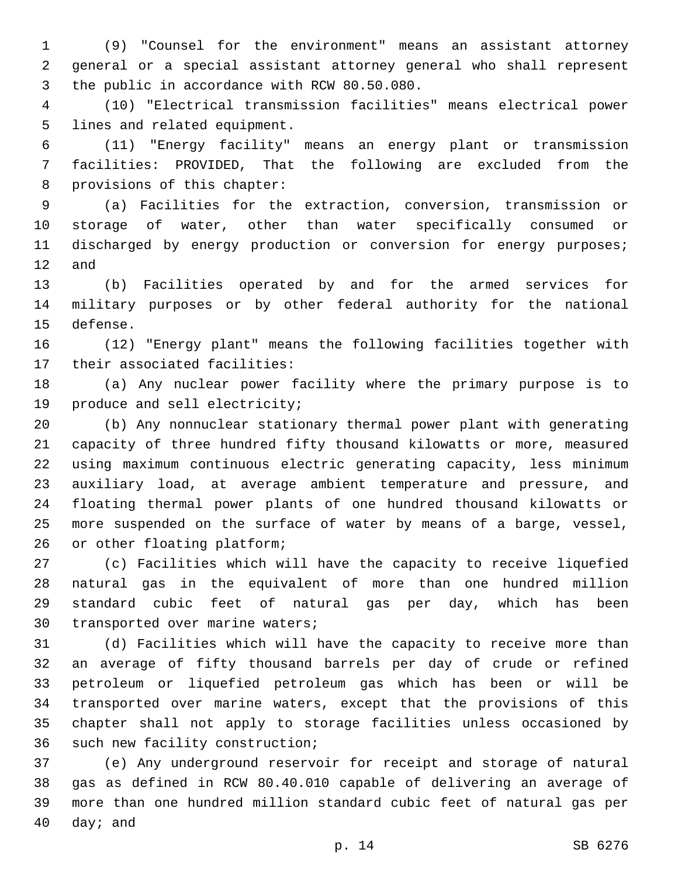(9) "Counsel for the environment" means an assistant attorney general or a special assistant attorney general who shall represent the public in accordance with RCW 80.50.080.

(10) "Electrical transmission facilities" means electrical power lines and related equipment.

(11) "Energy facility" means an energy plant or transmission facilities: PROVIDED, That the following are excluded from the provisions of this chapter:

(a) Facilities for the extraction, conversion, transmission or storage of water, other than water specifically consumed or discharged by energy production or conversion for energy purposes; and

(b) Facilities operated by and for the armed services for military purposes or by other federal authority for the national defense.

(12) "Energy plant" means the following facilities together with their associated facilities:

(a) Any nuclear power facility where the primary purpose is to produce and sell electricity;

(b) Any nonnuclear stationary thermal power plant with generating capacity of three hundred fifty thousand kilowatts or more, measured using maximum continuous electric generating capacity, less minimum auxiliary load, at average ambient temperature and pressure, and floating thermal power plants of one hundred thousand kilowatts or more suspended on the surface of water by means of a barge, vessel, or other floating platform;

(c) Facilities which will have the capacity to receive liquefied natural gas in the equivalent of more than one hundred million standard cubic feet of natural gas per day, which has been transported over marine waters;

(d) Facilities which will have the capacity to receive more than an average of fifty thousand barrels per day of crude or refined petroleum or liquefied petroleum gas which has been or will be transported over marine waters, except that the provisions of this chapter shall not apply to storage facilities unless occasioned by such new facility construction;

(e) Any underground reservoir for receipt and storage of natural gas as defined in RCW 80.40.010 capable of delivering an average of more than one hundred million standard cubic feet of natural gas per day; and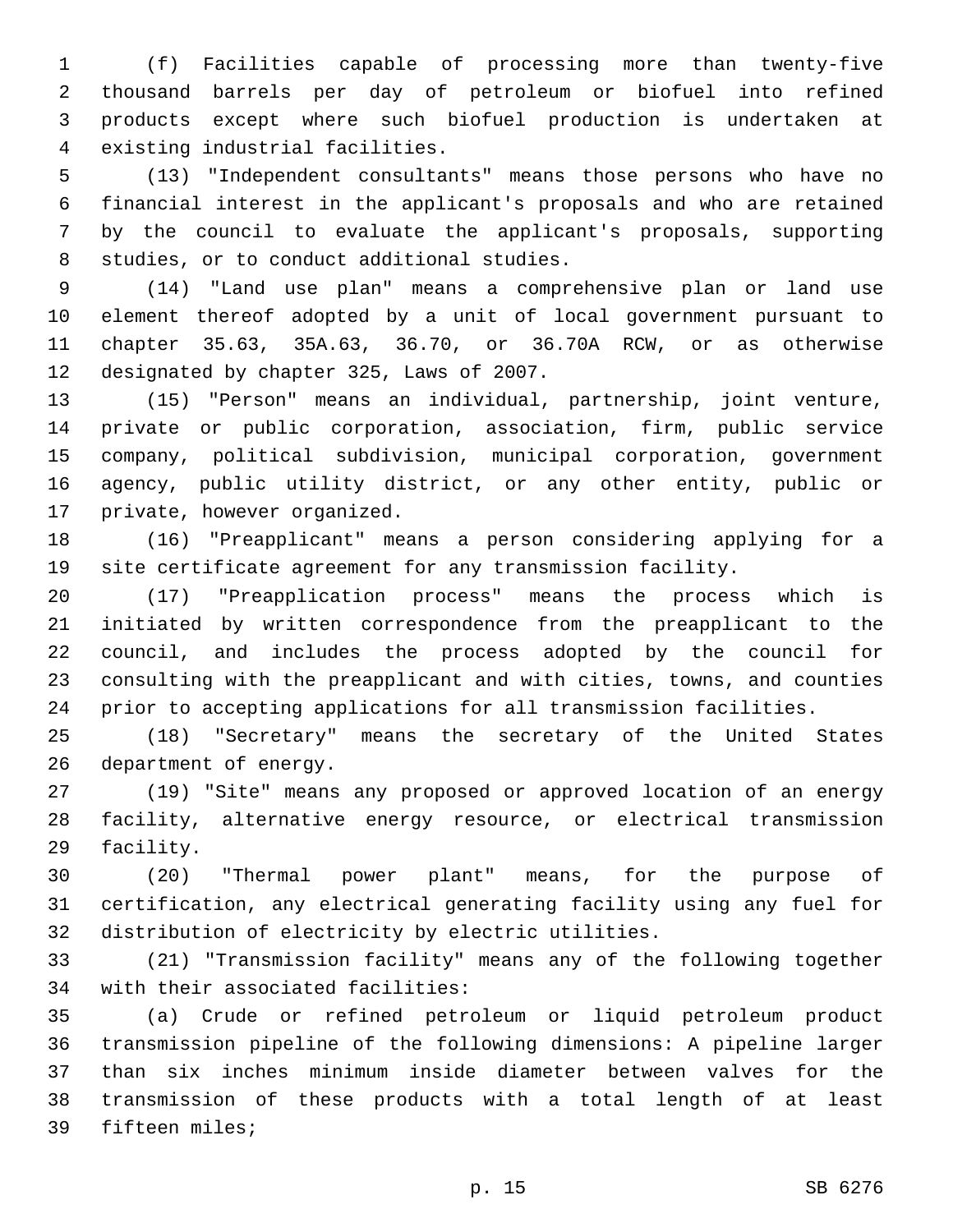(f) Facilities capable of processing more than twenty-five thousand barrels per day of petroleum or biofuel into refined products except where such biofuel production is undertaken at existing industrial facilities.

(13) "Independent consultants" means those persons who have no financial interest in the applicant's proposals and who are retained by the council to evaluate the applicant's proposals, supporting studies, or to conduct additional studies.

(14) "Land use plan" means a comprehensive plan or land use element thereof adopted by a unit of local government pursuant to chapter 35.63, 35A.63, 36.70, or 36.70A RCW, or as otherwise designated by chapter 325, Laws of 2007.

(15) "Person" means an individual, partnership, joint venture, private or public corporation, association, firm, public service company, political subdivision, municipal corporation, government agency, public utility district, or any other entity, public or private, however organized.

(16) "Preapplicant" means a person considering applying for a site certificate agreement for any transmission facility.

(17) "Preapplication process" means the process which is initiated by written correspondence from the preapplicant to the council, and includes the process adopted by the council for consulting with the preapplicant and with cities, towns, and counties prior to accepting applications for all transmission facilities.

(18) "Secretary" means the secretary of the United States department of energy.

(19) "Site" means any proposed or approved location of an energy facility, alternative energy resource, or electrical transmission facility.

(20) "Thermal power plant" means, for the purpose of certification, any electrical generating facility using any fuel for distribution of electricity by electric utilities.

(21) "Transmission facility" means any of the following together with their associated facilities:

(a) Crude or refined petroleum or liquid petroleum product transmission pipeline of the following dimensions: A pipeline larger than six inches minimum inside diameter between valves for the transmission of these products with a total length of at least fifteen miles;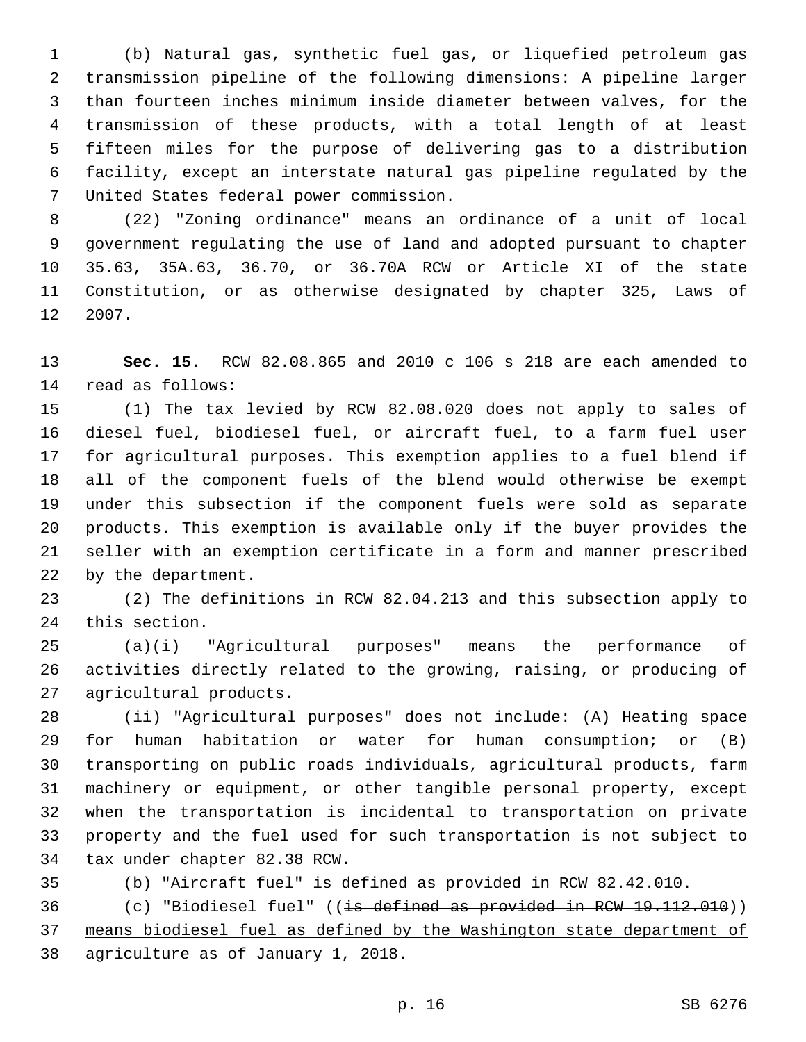(b) Natural gas, synthetic fuel gas, or liquefied petroleum gas transmission pipeline of the following dimensions: A pipeline larger than fourteen inches minimum inside diameter between valves, for the transmission of these products, with a total length of at least fifteen miles for the purpose of delivering gas to a distribution facility, except an interstate natural gas pipeline regulated by the United States federal power commission.

(22) "Zoning ordinance" means an ordinance of a unit of local government regulating the use of land and adopted pursuant to chapter 35.63, 35A.63, 36.70, or 36.70A RCW or Article XI of the state Constitution, or as otherwise designated by chapter 325, Laws of 2007.

**Sec. 15.** RCW 82.08.865 and 2010 c 106 s 218 are each amended to read as follows:

(1) The tax levied by RCW 82.08.020 does not apply to sales of diesel fuel, biodiesel fuel, or aircraft fuel, to a farm fuel user for agricultural purposes. This exemption applies to a fuel blend if all of the component fuels of the blend would otherwise be exempt under this subsection if the component fuels were sold as separate products. This exemption is available only if the buyer provides the seller with an exemption certificate in a form and manner prescribed by the department.

(2) The definitions in RCW 82.04.213 and this subsection apply to this section.

(a)(i) "Agricultural purposes" means the performance of activities directly related to the growing, raising, or producing of agricultural products.

(ii) "Agricultural purposes" does not include: (A) Heating space for human habitation or water for human consumption; or (B) transporting on public roads individuals, agricultural products, farm machinery or equipment, or other tangible personal property, except when the transportation is incidental to transportation on private property and the fuel used for such transportation is not subject to tax under chapter 82.38 RCW.

(b) "Aircraft fuel" is defined as provided in RCW 82.42.010.

(c) "Biodiesel fuel" ((~~is defined as provided in RCW 19.112.010~~)) <u>means biodiesel fuel as defined by the Washington state department of agriculture as of January 1, 2018</u>.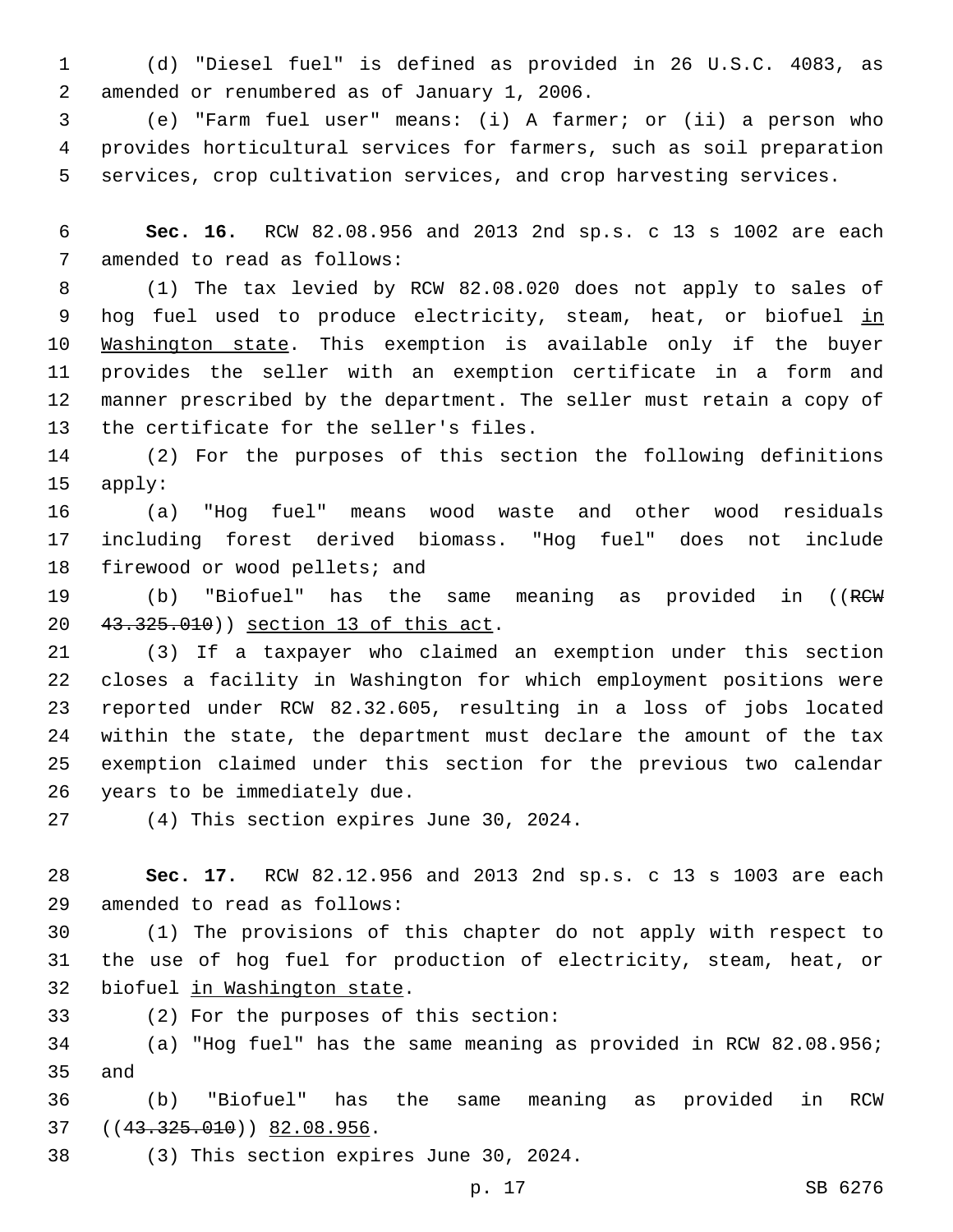(d) "Diesel fuel" is defined as provided in 26 U.S.C. 4083, as amended or renumbered as of January 1, 2006.

(e) "Farm fuel user" means: (i) A farmer; or (ii) a person who provides horticultural services for farmers, such as soil preparation services, crop cultivation services, and crop harvesting services.

**Sec. 16.** RCW 82.08.956 and 2013 2nd sp.s. c 13 s 1002 are each amended to read as follows:

(1) The tax levied by RCW 82.08.020 does not apply to sales of hog fuel used to produce electricity, steam, heat, or biofuel in Washington state. This exemption is available only if the buyer provides the seller with an exemption certificate in a form and manner prescribed by the department. The seller must retain a copy of the certificate for the seller's files.

(2) For the purposes of this section the following definitions apply:

(a) "Hog fuel" means wood waste and other wood residuals including forest derived biomass. "Hog fuel" does not include firewood or wood pellets; and

(b) "Biofuel" has the same meaning as provided in ((~~RCW 43.325.010~~)) section 13 of this act.

(3) If a taxpayer who claimed an exemption under this section closes a facility in Washington for which employment positions were reported under RCW 82.32.605, resulting in a loss of jobs located within the state, the department must declare the amount of the tax exemption claimed under this section for the previous two calendar years to be immediately due.

(4) This section expires June 30, 2024.

**Sec. 17.** RCW 82.12.956 and 2013 2nd sp.s. c 13 s 1003 are each amended to read as follows:

(1) The provisions of this chapter do not apply with respect to the use of hog fuel for production of electricity, steam, heat, or biofuel in Washington state.

(2) For the purposes of this section:

(a) "Hog fuel" has the same meaning as provided in RCW 82.08.956; and

(b) "Biofuel" has the same meaning as provided in RCW ((~~43.325.010~~)) 82.08.956.

(3) This section expires June 30, 2024.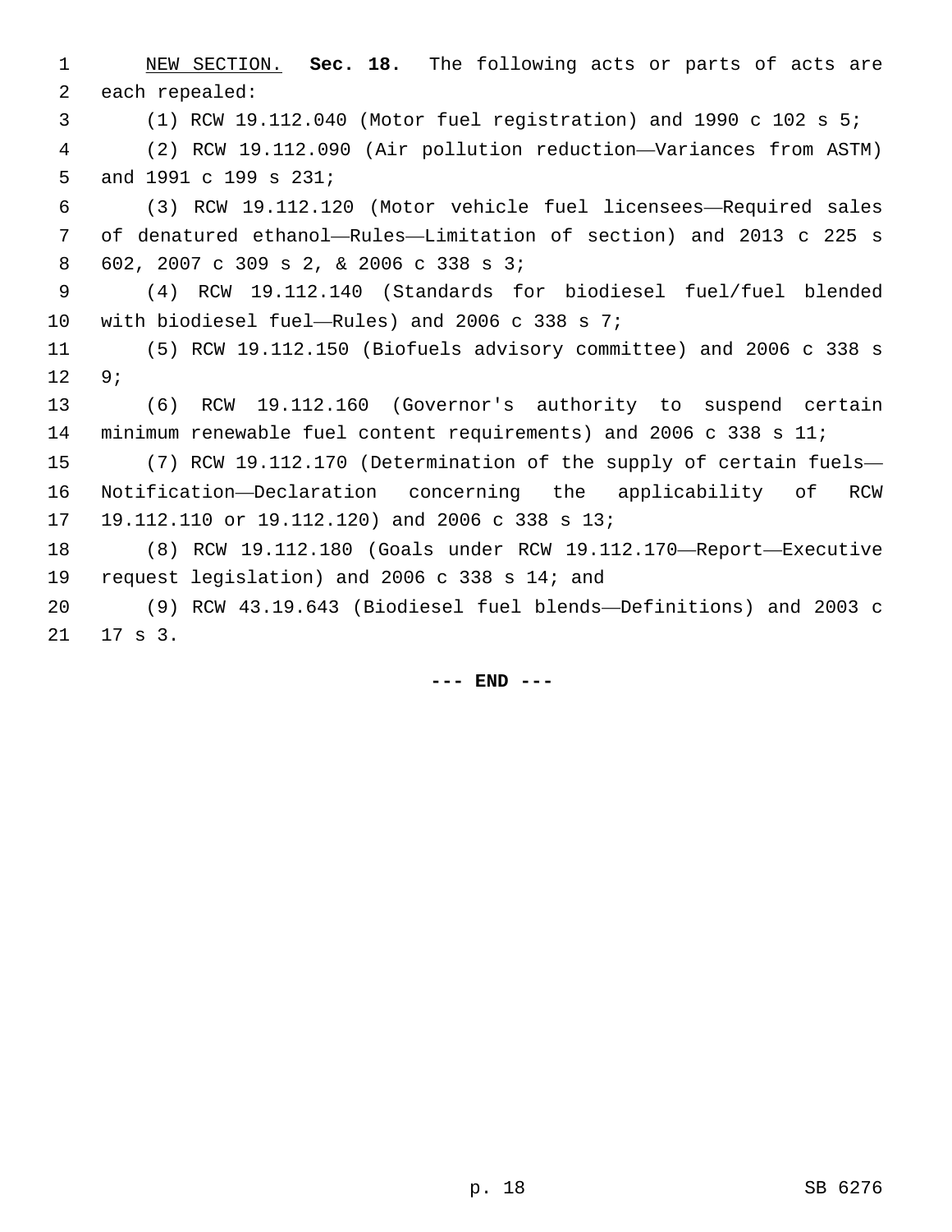NEW SECTION. **Sec. 18.** The following acts or parts of acts are each repealed:

(1) RCW 19.112.040 (Motor fuel registration) and 1990 c 102 s 5;

(2) RCW 19.112.090 (Air pollution reduction—Variances from ASTM) and 1991 c 199 s 231;

(3) RCW 19.112.120 (Motor vehicle fuel licensees—Required sales of denatured ethanol—Rules—Limitation of section) and 2013 c 225 s 602, 2007 c 309 s 2, & 2006 c 338 s 3;

(4) RCW 19.112.140 (Standards for biodiesel fuel/fuel blended with biodiesel fuel—Rules) and 2006 c 338 s 7;

(5) RCW 19.112.150 (Biofuels advisory committee) and 2006 c 338 s 9;

(6) RCW 19.112.160 (Governor's authority to suspend certain minimum renewable fuel content requirements) and 2006 c 338 s 11;

(7) RCW 19.112.170 (Determination of the supply of certain fuels—Notification—Declaration concerning the applicability of RCW 19.112.110 or 19.112.120) and 2006 c 338 s 13;

(8) RCW 19.112.180 (Goals under RCW 19.112.170—Report—Executive request legislation) and 2006 c 338 s 14; and

(9) RCW 43.19.643 (Biodiesel fuel blends—Definitions) and 2003 c 17 s 3.

**--- END ---**